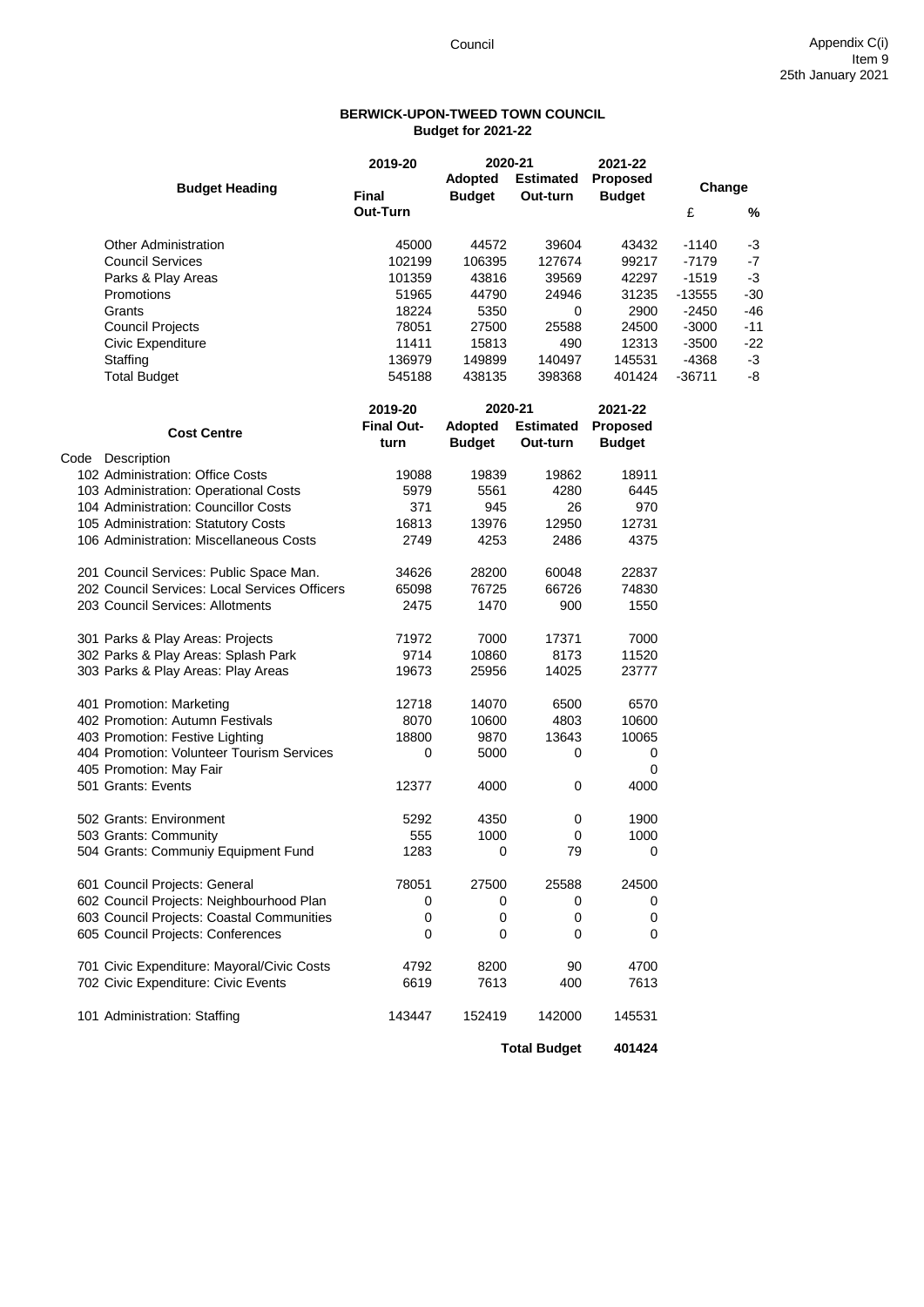Council

Appendix C(i)
Item 9
25th January 2021

## BERWICK-UPON-TWEED TOWN COUNCIL
### Budget for 2021-22

| Budget Heading | 2019-20 Final Out-Turn | 2020-21 Adopted Budget | 2020-21 Estimated Out-turn | 2021-22 Proposed Budget | Change £ | Change % |
|---|---|---|---|---|---|---|
| Other Administration | 45000 | 44572 | 39604 | 43432 | -1140 | -3 |
| Council Services | 102199 | 106395 | 127674 | 99217 | -7179 | -7 |
| Parks & Play Areas | 101359 | 43816 | 39569 | 42297 | -1519 | -3 |
| Promotions | 51965 | 44790 | 24946 | 31235 | -13555 | -30 |
| Grants | 18224 | 5350 | 0 | 2900 | -2450 | -46 |
| Council Projects | 78051 | 27500 | 25588 | 24500 | -3000 | -11 |
| Civic Expenditure | 11411 | 15813 | 490 | 12313 | -3500 | -22 |
| Staffing | 136979 | 149899 | 140497 | 145531 | -4368 | -3 |
| Total Budget | 545188 | 438135 | 398368 | 401424 | -36711 | -8 |

| Code | Cost Centre Description | 2019-20 Final Out-turn | 2020-21 Adopted Budget | 2020-21 Estimated Out-turn | 2021-22 Proposed Budget |
|---|---|---|---|---|---|
| 102 | Administration: Office Costs | 19088 | 19839 | 19862 | 18911 |
| 103 | Administration: Operational Costs | 5979 | 5561 | 4280 | 6445 |
| 104 | Administration: Councillor Costs | 371 | 945 | 26 | 970 |
| 105 | Administration: Statutory Costs | 16813 | 13976 | 12950 | 12731 |
| 106 | Administration: Miscellaneous Costs | 2749 | 4253 | 2486 | 4375 |
| 201 | Council Services: Public Space Man. | 34626 | 28200 | 60048 | 22837 |
| 202 | Council Services: Local Services Officers | 65098 | 76725 | 66726 | 74830 |
| 203 | Council Services: Allotments | 2475 | 1470 | 900 | 1550 |
| 301 | Parks & Play Areas: Projects | 71972 | 7000 | 17371 | 7000 |
| 302 | Parks & Play Areas: Splash Park | 9714 | 10860 | 8173 | 11520 |
| 303 | Parks & Play Areas: Play Areas | 19673 | 25956 | 14025 | 23777 |
| 401 | Promotion: Marketing | 12718 | 14070 | 6500 | 6570 |
| 402 | Promotion: Autumn Festivals | 8070 | 10600 | 4803 | 10600 |
| 403 | Promotion: Festive Lighting | 18800 | 9870 | 13643 | 10065 |
| 404 | Promotion: Volunteer Tourism Services | 0 | 5000 | 0 | 0 |
| 405 | Promotion: May Fair | | | | 0 |
| 501 | Grants: Events | 12377 | 4000 | 0 | 4000 |
| 502 | Grants: Environment | 5292 | 4350 | 0 | 1900 |
| 503 | Grants: Community | 555 | 1000 | 0 | 1000 |
| 504 | Grants: Communiy Equipment Fund | 1283 | 0 | 79 | 0 |
| 601 | Council Projects: General | 78051 | 27500 | 25588 | 24500 |
| 602 | Council Projects: Neighbourhood Plan | 0 | 0 | 0 | 0 |
| 603 | Council Projects: Coastal Communities | 0 | 0 | 0 | 0 |
| 605 | Council Projects: Conferences | 0 | 0 | 0 | 0 |
| 701 | Civic Expenditure: Mayoral/Civic Costs | 4792 | 8200 | 90 | 4700 |
| 702 | Civic Expenditure: Civic Events | 6619 | 7613 | 400 | 7613 |
| 101 | Administration: Staffing | 143447 | 152419 | 142000 | 145531 |
| | | | | **Total Budget** | **401424** |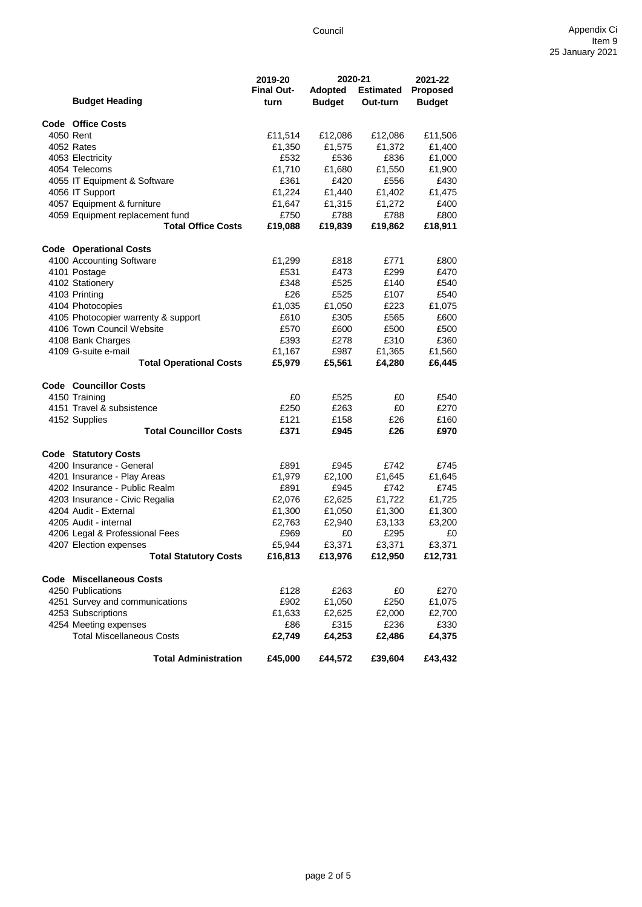Appendix Ci
Item 9
25 January 2021

| | Budget Heading | 2019-20 Final Out-turn | 2020-21 Adopted Budget | 2020-21 Estimated Out-turn | 2021-22 Proposed Budget |
|---|---|---|---|---|---|
| **Code** | **Office Costs** | | | | |
| 4050 | Rent | £11,514 | £12,086 | £12,086 | £11,506 |
| 4052 | Rates | £1,350 | £1,575 | £1,372 | £1,400 |
| 4053 | Electricity | £532 | £536 | £836 | £1,000 |
| 4054 | Telecoms | £1,710 | £1,680 | £1,550 | £1,900 |
| 4055 | IT Equipment & Software | £361 | £420 | £556 | £430 |
| 4056 | IT Support | £1,224 | £1,440 | £1,402 | £1,475 |
| 4057 | Equipment & furniture | £1,647 | £1,315 | £1,272 | £400 |
| 4059 | Equipment replacement fund | £750 | £788 | £788 | £800 |
| | **Total Office Costs** | **£19,088** | **£19,839** | **£19,862** | **£18,911** |
| **Code** | **Operational Costs** | | | | |
| 4100 | Accounting Software | £1,299 | £818 | £771 | £800 |
| 4101 | Postage | £531 | £473 | £299 | £470 |
| 4102 | Stationery | £348 | £525 | £140 | £540 |
| 4103 | Printing | £26 | £525 | £107 | £540 |
| 4104 | Photocopies | £1,035 | £1,050 | £223 | £1,075 |
| 4105 | Photocopier warrenty & support | £610 | £305 | £565 | £600 |
| 4106 | Town Council Website | £570 | £600 | £500 | £500 |
| 4108 | Bank Charges | £393 | £278 | £310 | £360 |
| 4109 | G-suite e-mail | £1,167 | £987 | £1,365 | £1,560 |
| | **Total Operational Costs** | **£5,979** | **£5,561** | **£4,280** | **£6,445** |
| **Code** | **Councillor Costs** | | | | |
| 4150 | Training | £0 | £525 | £0 | £540 |
| 4151 | Travel & subsistence | £250 | £263 | £0 | £270 |
| 4152 | Supplies | £121 | £158 | £26 | £160 |
| | **Total Councillor Costs** | **£371** | **£945** | **£26** | **£970** |
| **Code** | **Statutory Costs** | | | | |
| 4200 | Insurance - General | £891 | £945 | £742 | £745 |
| 4201 | Insurance - Play Areas | £1,979 | £2,100 | £1,645 | £1,645 |
| 4202 | Insurance - Public Realm | £891 | £945 | £742 | £745 |
| 4203 | Insurance - Civic Regalia | £2,076 | £2,625 | £1,722 | £1,725 |
| 4204 | Audit - External | £1,300 | £1,050 | £1,300 | £1,300 |
| 4205 | Audit - internal | £2,763 | £2,940 | £3,133 | £3,200 |
| 4206 | Legal & Professional Fees | £969 | £0 | £295 | £0 |
| 4207 | Election expenses | £5,944 | £3,371 | £3,371 | £3,371 |
| | **Total Statutory Costs** | **£16,813** | **£13,976** | **£12,950** | **£12,731** |
| **Code** | **Miscellaneous Costs** | | | | |
| 4250 | Publications | £128 | £263 | £0 | £270 |
| 4251 | Survey and communications | £902 | £1,050 | £250 | £1,075 |
| 4253 | Subscriptions | £1,633 | £2,625 | £2,000 | £2,700 |
| 4254 | Meeting expenses | £86 | £315 | £236 | £330 |
| | Total Miscellaneous Costs | **£2,749** | **£4,253** | **£2,486** | **£4,375** |
| | **Total Administration** | **£45,000** | **£44,572** | **£39,604** | **£43,432** |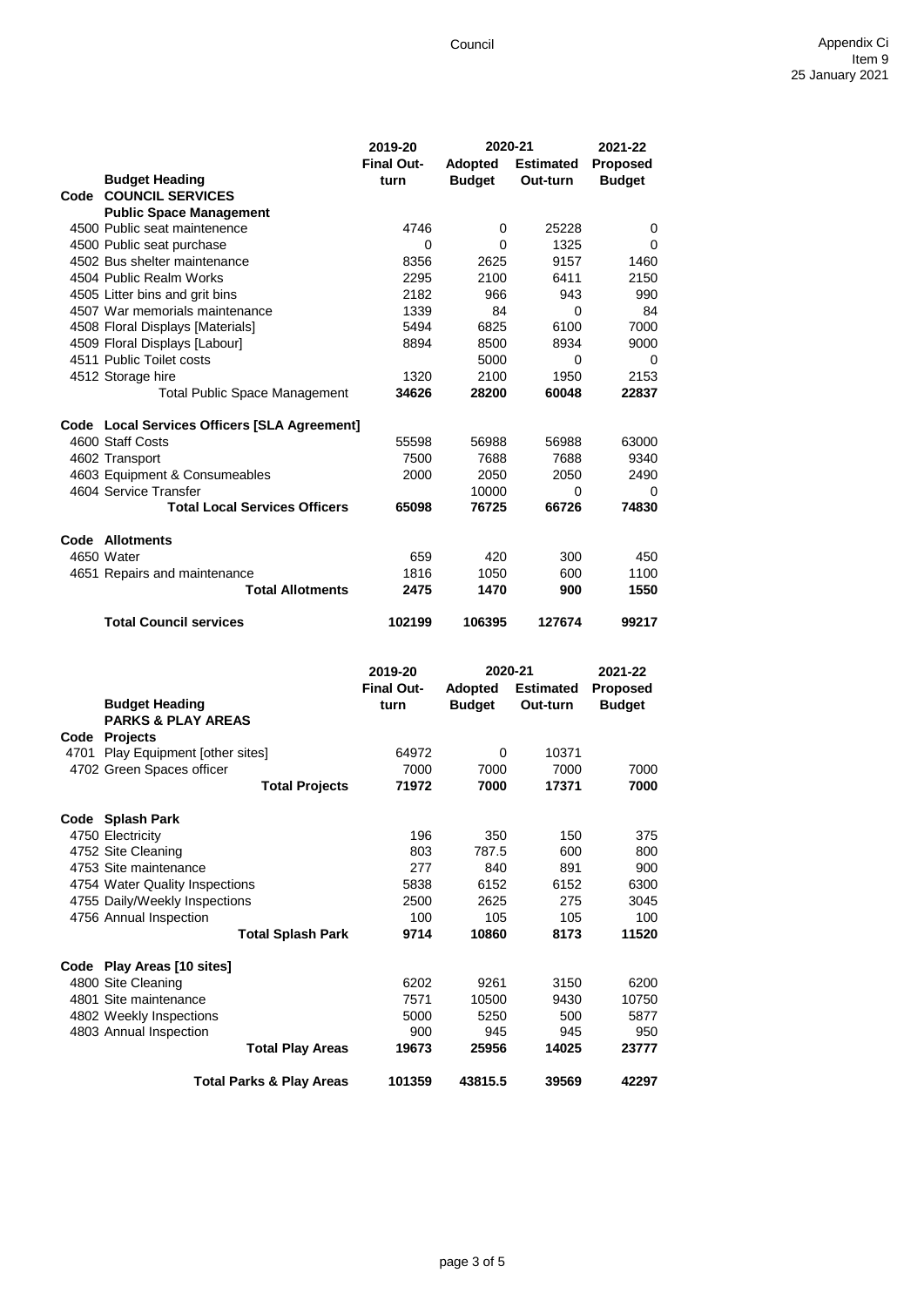Council

Appendix Ci
Item 9
25 January 2021

| Code | Budget Heading | 2019-20 Final Out-turn | 2020-21 Adopted Budget | 2020-21 Estimated Out-turn | 2021-22 Proposed Budget |
|---|---|---|---|---|---|
| Code | **COUNCIL SERVICES** | | | | |
| | **Public Space Management** | | | | |
| 4500 | Public seat maintenence | 4746 | 0 | 25228 | 0 |
| 4500 | Public seat purchase | 0 | 0 | 1325 | 0 |
| 4502 | Bus shelter maintenance | 8356 | 2625 | 9157 | 1460 |
| 4504 | Public Realm Works | 2295 | 2100 | 6411 | 2150 |
| 4505 | Litter bins and grit bins | 2182 | 966 | 943 | 990 |
| 4507 | War memorials maintenance | 1339 | 84 | 0 | 84 |
| 4508 | Floral Displays [Materials] | 5494 | 6825 | 6100 | 7000 |
| 4509 | Floral Displays [Labour] | 8894 | 8500 | 8934 | 9000 |
| 4511 | Public Toilet costs | | 5000 | 0 | 0 |
| 4512 | Storage hire | 1320 | 2100 | 1950 | 2153 |
| | Total Public Space Management | **34626** | **28200** | **60048** | **22837** |
| Code | **Local Services Officers [SLA Agreement]** | | | | |
| 4600 | Staff Costs | 55598 | 56988 | 56988 | 63000 |
| 4602 | Transport | 7500 | 7688 | 7688 | 9340 |
| 4603 | Equipment & Consumeables | 2000 | 2050 | 2050 | 2490 |
| 4604 | Service Transfer | | 10000 | 0 | 0 |
| | **Total Local Services Officers** | **65098** | **76725** | **66726** | **74830** |
| Code | **Allotments** | | | | |
| 4650 | Water | 659 | 420 | 300 | 450 |
| 4651 | Repairs and maintenance | 1816 | 1050 | 600 | 1100 |
| | **Total Allotments** | **2475** | **1470** | **900** | **1550** |
| | **Total Council services** | **102199** | **106395** | **127674** | **99217** |

| Code | Budget Heading | 2019-20 Final Out-turn | 2020-21 Adopted Budget | 2020-21 Estimated Out-turn | 2021-22 Proposed Budget |
|---|---|---|---|---|---|
| | **PARKS & PLAY AREAS** | | | | |
| Code | **Projects** | | | | |
| 4701 | Play Equipment [other sites] | 64972 | 0 | 10371 | |
| 4702 | Green Spaces officer | 7000 | 7000 | 7000 | 7000 |
| | **Total Projects** | **71972** | **7000** | **17371** | **7000** |
| Code | **Splash Park** | | | | |
| 4750 | Electricity | 196 | 350 | 150 | 375 |
| 4752 | Site Cleaning | 803 | 787.5 | 600 | 800 |
| 4753 | Site maintenance | 277 | 840 | 891 | 900 |
| 4754 | Water Quality Inspections | 5838 | 6152 | 6152 | 6300 |
| 4755 | Daily/Weekly Inspections | 2500 | 2625 | 275 | 3045 |
| 4756 | Annual Inspection | 100 | 105 | 105 | 100 |
| | **Total Splash Park** | **9714** | **10860** | **8173** | **11520** |
| Code | **Play Areas [10 sites]** | | | | |
| 4800 | Site Cleaning | 6202 | 9261 | 3150 | 6200 |
| 4801 | Site maintenance | 7571 | 10500 | 9430 | 10750 |
| 4802 | Weekly Inspections | 5000 | 5250 | 500 | 5877 |
| 4803 | Annual Inspection | 900 | 945 | 945 | 950 |
| | **Total Play Areas** | **19673** | **25956** | **14025** | **23777** |
| | **Total Parks & Play Areas** | **101359** | **43815.5** | **39569** | **42297** |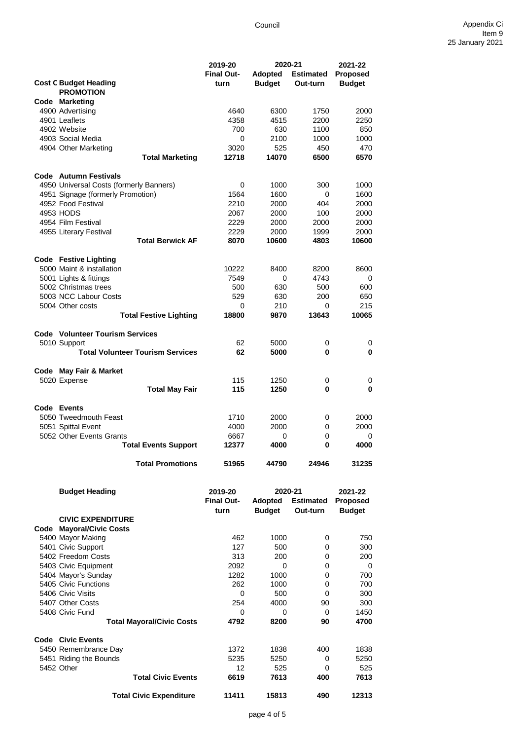Council

Appendix Ci
Item 9
25 January 2021

| Cost C Budget Heading | 2019-20 Final Out-turn | 2020-21 Adopted Budget | 2020-21 Estimated Out-turn | 2021-22 Proposed Budget |
|---|---|---|---|---|
| **PROMOTION** | | | | |
| **Code Marketing** | | | | |
| 4900 Advertising | 4640 | 6300 | 1750 | 2000 |
| 4901 Leaflets | 4358 | 4515 | 2200 | 2250 |
| 4902 Website | 700 | 630 | 1100 | 850 |
| 4903 Social Media | 0 | 2100 | 1000 | 1000 |
| 4904 Other Marketing | 3020 | 525 | 450 | 470 |
| **Total Marketing** | **12718** | **14070** | **6500** | **6570** |
| **Code Autumn Festivals** | | | | |
| 4950 Universal Costs (formerly Banners) | 0 | 1000 | 300 | 1000 |
| 4951 Signage (formerly Promotion) | 1564 | 1600 | 0 | 1600 |
| 4952 Food Festival | 2210 | 2000 | 404 | 2000 |
| 4953 HODS | 2067 | 2000 | 100 | 2000 |
| 4954 Film Festival | 2229 | 2000 | 2000 | 2000 |
| 4955 Literary Festival | 2229 | 2000 | 1999 | 2000 |
| **Total Berwick AF** | **8070** | **10600** | **4803** | **10600** |
| **Code Festive Lighting** | | | | |
| 5000 Maint & installation | 10222 | 8400 | 8200 | 8600 |
| 5001 Lights & fittings | 7549 | 0 | 4743 | 0 |
| 5002 Christmas trees | 500 | 630 | 500 | 600 |
| 5003 NCC Labour Costs | 529 | 630 | 200 | 650 |
| 5004 Other costs | 0 | 210 | 0 | 215 |
| **Total Festive Lighting** | **18800** | **9870** | **13643** | **10065** |
| **Code Volunteer Tourism Services** | | | | |
| 5010 Support | 62 | 5000 | 0 | 0 |
| **Total Volunteer Tourism Services** | **62** | **5000** | **0** | **0** |
| **Code May Fair & Market** | | | | |
| 5020 Expense | 115 | 1250 | 0 | 0 |
| **Total May Fair** | **115** | **1250** | **0** | **0** |
| **Code Events** | | | | |
| 5050 Tweedmouth Feast | 1710 | 2000 | 0 | 2000 |
| 5051 Spittal Event | 4000 | 2000 | 0 | 2000 |
| 5052 Other Events Grants | 6667 | 0 | 0 | 0 |
| **Total Events Support** | **12377** | **4000** | **0** | **4000** |
| **Total Promotions** | **51965** | **44790** | **24946** | **31235** |

| Budget Heading | 2019-20 Final Out-turn | 2020-21 Adopted Budget | 2020-21 Estimated Out-turn | 2021-22 Proposed Budget |
|---|---|---|---|---|
| **CIVIC EXPENDITURE** | | | | |
| **Code Mayoral/Civic Costs** | | | | |
| 5400 Mayor Making | 462 | 1000 | 0 | 750 |
| 5401 Civic Support | 127 | 500 | 0 | 300 |
| 5402 Freedom Costs | 313 | 200 | 0 | 200 |
| 5403 Civic Equipment | 2092 | 0 | 0 | 0 |
| 5404 Mayor's Sunday | 1282 | 1000 | 0 | 700 |
| 5405 Civic Functions | 262 | 1000 | 0 | 700 |
| 5406 Civic Visits | 0 | 500 | 0 | 300 |
| 5407 Other Costs | 254 | 4000 | 90 | 300 |
| 5408 Civic Fund | 0 | 0 | 0 | 1450 |
| **Total Mayoral/Civic Costs** | **4792** | **8200** | **90** | **4700** |
| **Code Civic Events** | | | | |
| 5450 Remembrance Day | 1372 | 1838 | 400 | 1838 |
| 5451 Riding the Bounds | 5235 | 5250 | 0 | 5250 |
| 5452 Other | 12 | 525 | 0 | 525 |
| **Total Civic Events** | **6619** | **7613** | **400** | **7613** |
| **Total Civic Expenditure** | **11411** | **15813** | **490** | **12313** |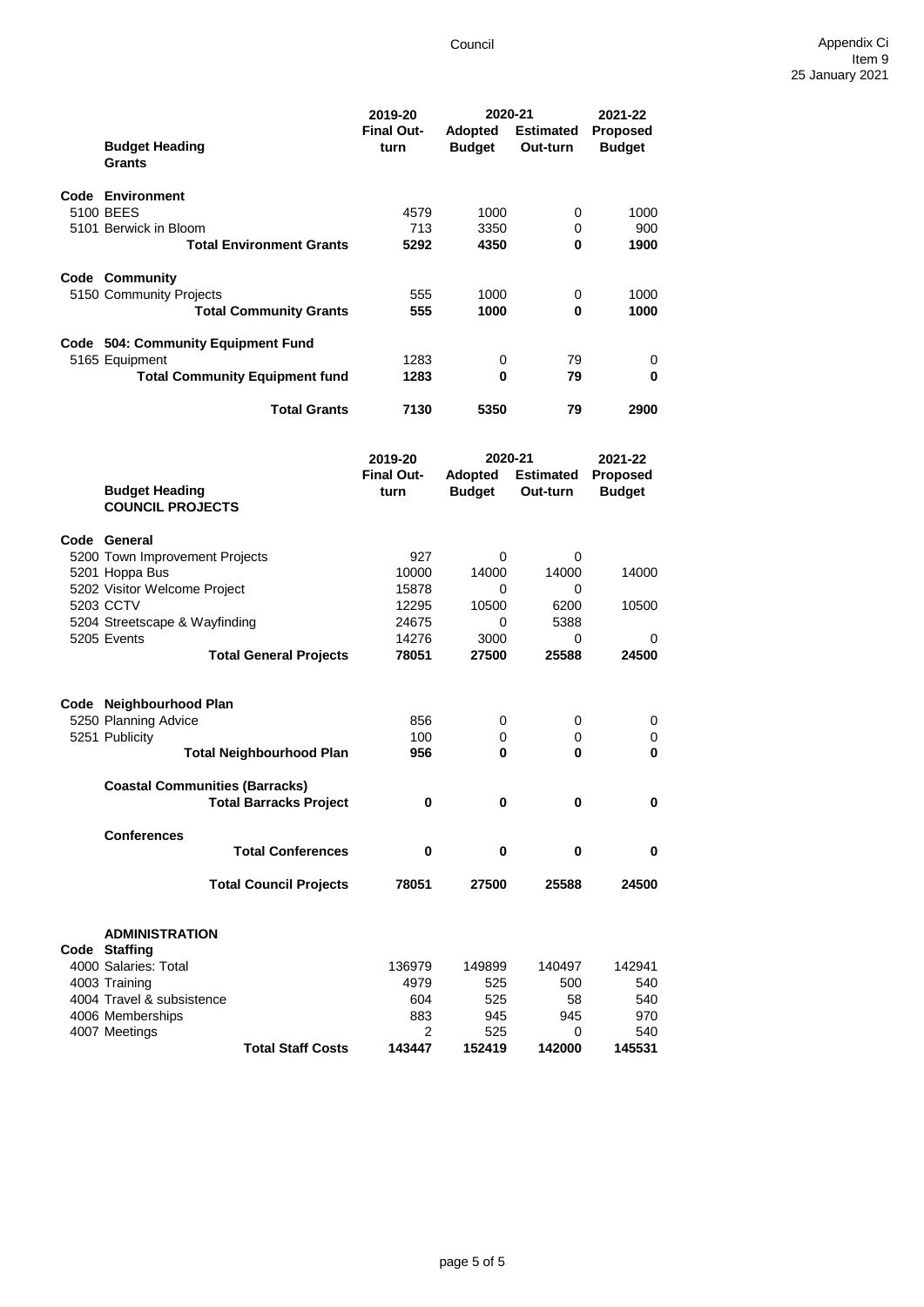Council

Appendix Ci
Item 9
25 January 2021

| | | 2019-20 | 2020-21 | | 2021-22 |
|---|---|---|---|---|---|
| | **Budget Heading** | **Final Out-turn** | **Adopted Budget** | **Estimated Out-turn** | **Proposed Budget** |
| | **Grants** | | | | |
| **Code** | **Environment** | | | | |
| 5100 | BEES | 4579 | 1000 | 0 | 1000 |
| 5101 | Berwick in Bloom | 713 | 3350 | 0 | 900 |
| | **Total Environment Grants** | **5292** | **4350** | **0** | **1900** |
| **Code** | **Community** | | | | |
| 5150 | Community Projects | 555 | 1000 | 0 | 1000 |
| | **Total Community Grants** | **555** | **1000** | **0** | **1000** |
| **Code** | **504: Community Equipment Fund** | | | | |
| 5165 | Equipment | 1283 | 0 | 79 | 0 |
| | **Total Community Equipment fund** | **1283** | **0** | **79** | **0** |
| | **Total Grants** | **7130** | **5350** | **79** | **2900** |

| | | 2019-20 | 2020-21 | | 2021-22 |
|---|---|---|---|---|---|
| | **Budget Heading** | **Final Out-turn** | **Adopted Budget** | **Estimated Out-turn** | **Proposed Budget** |
| | **COUNCIL PROJECTS** | | | | |
| **Code** | **General** | | | | |
| 5200 | Town Improvement Projects | 927 | 0 | 0 | |
| 5201 | Hoppa Bus | 10000 | 14000 | 14000 | 14000 |
| 5202 | Visitor Welcome Project | 15878 | 0 | 0 | |
| 5203 | CCTV | 12295 | 10500 | 6200 | 10500 |
| 5204 | Streetscape & Wayfinding | 24675 | 0 | 5388 | |
| 5205 | Events | 14276 | 3000 | 0 | 0 |
| | **Total General Projects** | **78051** | **27500** | **25588** | **24500** |
| **Code** | **Neighbourhood Plan** | | | | |
| 5250 | Planning Advice | 856 | 0 | 0 | 0 |
| 5251 | Publicity | 100 | 0 | 0 | 0 |
| | **Total Neighbourhood Plan** | **956** | **0** | **0** | **0** |
| | **Coastal Communities (Barracks)** | | | | |
| | **Total Barracks Project** | **0** | **0** | **0** | **0** |
| | **Conferences** | | | | |
| | **Total Conferences** | **0** | **0** | **0** | **0** |
| | **Total Council Projects** | **78051** | **27500** | **25588** | **24500** |
| | **ADMINISTRATION** | | | | |
| **Code** | **Staffing** | | | | |
| 4000 | Salaries: Total | 136979 | 149899 | 140497 | 142941 |
| 4003 | Training | 4979 | 525 | 500 | 540 |
| 4004 | Travel & subsistence | 604 | 525 | 58 | 540 |
| 4006 | Memberships | 883 | 945 | 945 | 970 |
| 4007 | Meetings | 2 | 525 | 0 | 540 |
| | **Total Staff Costs** | **143447** | **152419** | **142000** | **145531** |